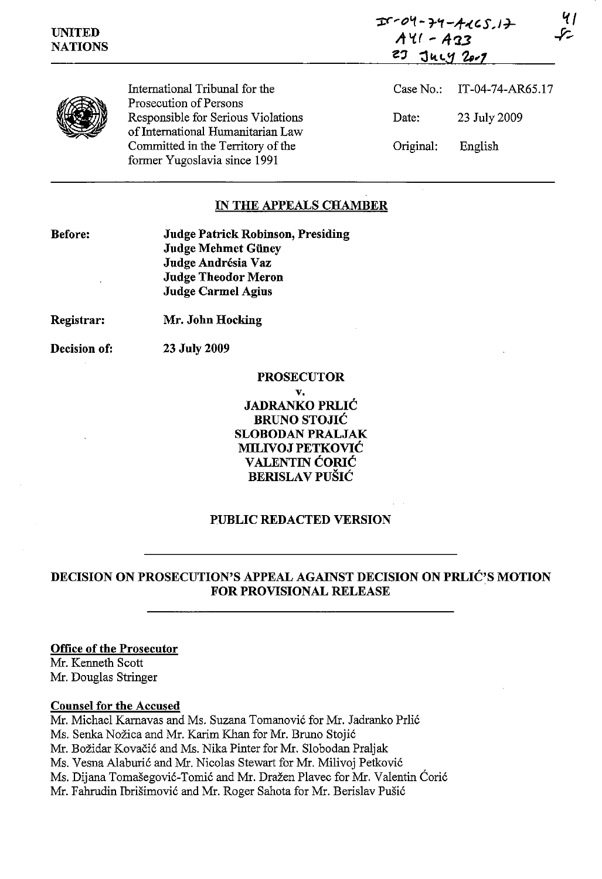IT-04-74-AR65.17
A41 - A33
23 July 2009

UNITED NATIONS

International Tribunal for the Prosecution of Persons Responsible for Serious Violations of International Humanitarian Law Committed in the Territory of the former Yugoslavia since 1991

Case No.: IT-04-74-AR65.17

Date: 23 July 2009

Original: English

## IN THE APPEALS CHAMBER

**Before:**
**Judge Patrick Robinson, Presiding**
**Judge Mehmet Güney**
**Judge Andrésia Vaz**
**Judge Theodor Meron**
**Judge Carmel Agius**

**Registrar:** **Mr. John Hocking**

**Decision of:** **23 July 2009**

**PROSECUTOR**

**v.**

**JADRANKO PRLIĆ**
**BRUNO STOJIĆ**
**SLOBODAN PRALJAK**
**MILIVOJ PETKOVIĆ**
**VALENTIN ĆORIĆ**
**BERISLAV PUŠIĆ**

**PUBLIC REDACTED VERSION**

## DECISION ON PROSECUTION'S APPEAL AGAINST DECISION ON PRLIĆ'S MOTION FOR PROVISIONAL RELEASE

**Office of the Prosecutor**

Mr. Kenneth Scott
Mr. Douglas Stringer

**Counsel for the Accused**

Mr. Michael Karnavas and Ms. Suzana Tomanović for Mr. Jadranko Prlić
Ms. Senka Nožica and Mr. Karim Khan for Mr. Bruno Stojić
Mr. Božidar Kovačić and Ms. Nika Pinter for Mr. Slobodan Praljak
Ms. Vesna Alaburić and Mr. Nicolas Stewart for Mr. Milivoj Petković
Ms. Dijana Tomašegović-Tomić and Mr. Dražen Plavec for Mr. Valentin Ćorić
Mr. Fahrudin Ibrišimović and Mr. Roger Sahota for Mr. Berislav Pušić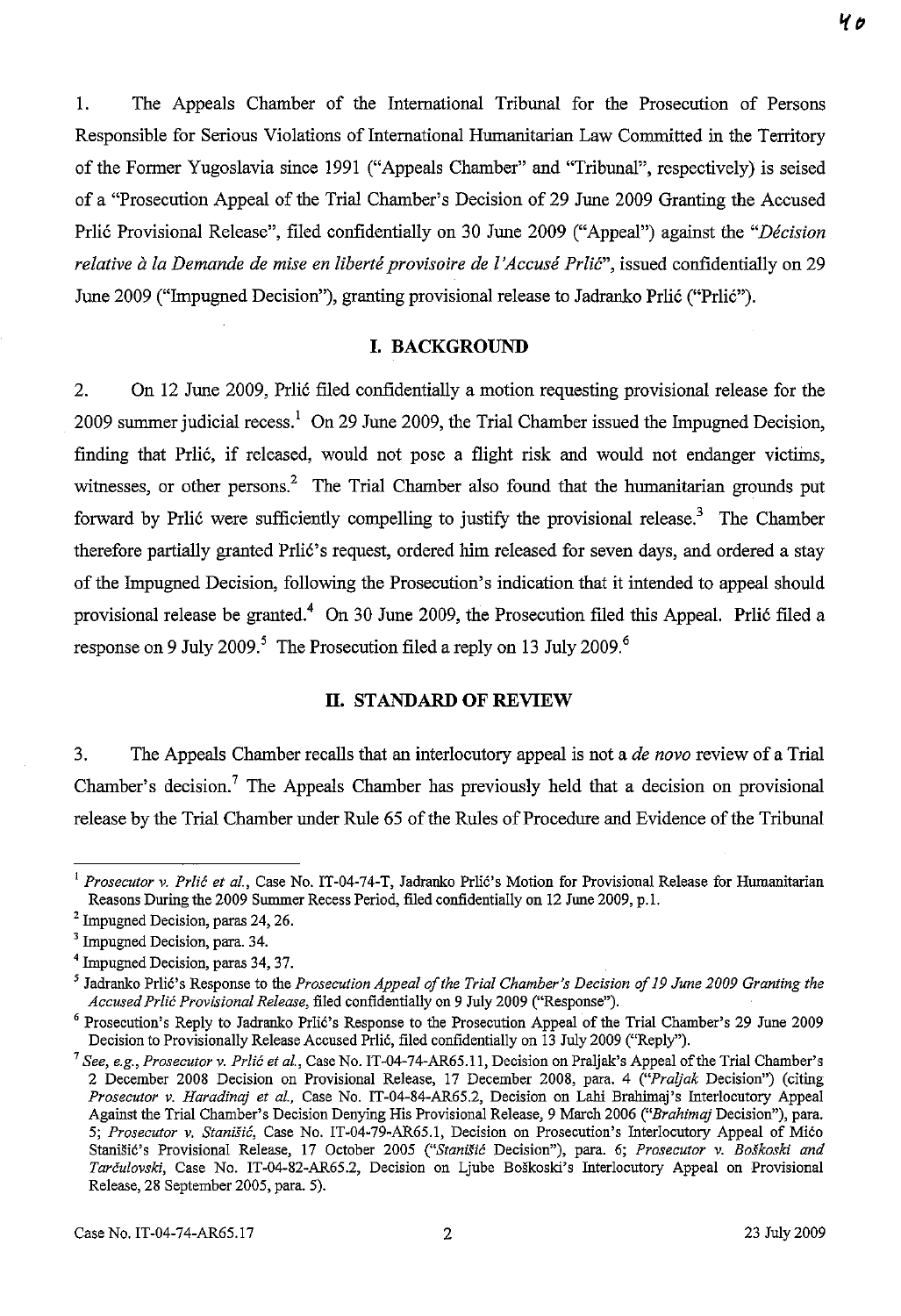1. The Appeals Chamber of the International Tribunal for the Prosecution of Persons Responsible for Serious Violations of International Humanitarian Law Committed in the Territory of the Former Yugoslavia since 1991 ("Appeals Chamber" and "Tribunal", respectively) is seised of a "Prosecution Appeal of the Trial Chamber's Decision of 29 June 2009 Granting the Accused Prlić Provisional Release", filed confidentially on 30 June 2009 ("Appeal") against the "*Décision relative à la Demande de mise en liberté provisoire de l'Accusé Prlić*", issued confidentially on 29 June 2009 ("Impugned Decision"), granting provisional release to Jadranko Prlić ("Prlić").

## I. BACKGROUND

2. On 12 June 2009, Prlić filed confidentially a motion requesting provisional release for the 2009 summer judicial recess.[1] On 29 June 2009, the Trial Chamber issued the Impugned Decision, finding that Prlić, if released, would not pose a flight risk and would not endanger victims, witnesses, or other persons.[2] The Trial Chamber also found that the humanitarian grounds put forward by Prlić were sufficiently compelling to justify the provisional release.[3] The Chamber therefore partially granted Prlić's request, ordered him released for seven days, and ordered a stay of the Impugned Decision, following the Prosecution's indication that it intended to appeal should provisional release be granted.[4] On 30 June 2009, the Prosecution filed this Appeal. Prlić filed a response on 9 July 2009.[5] The Prosecution filed a reply on 13 July 2009.[6]

## II. STANDARD OF REVIEW

3. The Appeals Chamber recalls that an interlocutory appeal is not a *de novo* review of a Trial Chamber's decision.[7] The Appeals Chamber has previously held that a decision on provisional release by the Trial Chamber under Rule 65 of the Rules of Procedure and Evidence of the Tribunal

---

[1] *Prosecutor v. Prlić et al.*, Case No. IT-04-74-T, Jadranko Prlić's Motion for Provisional Release for Humanitarian Reasons During the 2009 Summer Recess Period, filed confidentially on 12 June 2009, p.1.

[2] Impugned Decision, paras 24, 26.

[3] Impugned Decision, para. 34.

[4] Impugned Decision, paras 34, 37.

[5] Jadranko Prlić's Response to the *Prosecution Appeal of the Trial Chamber's Decision of 19 June 2009 Granting the Accused Prlić Provisional Release*, filed confidentially on 9 July 2009 ("Response").

[6] Prosecution's Reply to Jadranko Prlić's Response to the Prosecution Appeal of the Trial Chamber's 29 June 2009 Decision to Provisionally Release Accused Prlić, filed confidentially on 13 July 2009 ("Reply").

[7] *See, e.g., Prosecutor v. Prlić et al.*, Case No. IT-04-74-AR65.11, Decision on Praljak's Appeal of the Trial Chamber's 2 December 2008 Decision on Provisional Release, 17 December 2008, para. 4 ("*Praljak* Decision") (citing *Prosecutor v. Haradinaj et al.*, Case No. IT-04-84-AR65.2, Decision on Lahi Brahimaj's Interlocutory Appeal Against the Trial Chamber's Decision Denying His Provisional Release, 9 March 2006 ("*Brahimaj* Decision"), para. 5; *Prosecutor v. Stanišić*, Case No. IT-04-79-AR65.1, Decision on Prosecution's Interlocutory Appeal of Mićo Stanišić's Provisional Release, 17 October 2005 ("*Stanišić* Decision"), para. 6; *Prosecutor v. Boškoski and Tarčulovski*, Case No. IT-04-82-AR65.2, Decision on Ljube Boškoski's Interlocutory Appeal on Provisional Release, 28 September 2005, para. 5).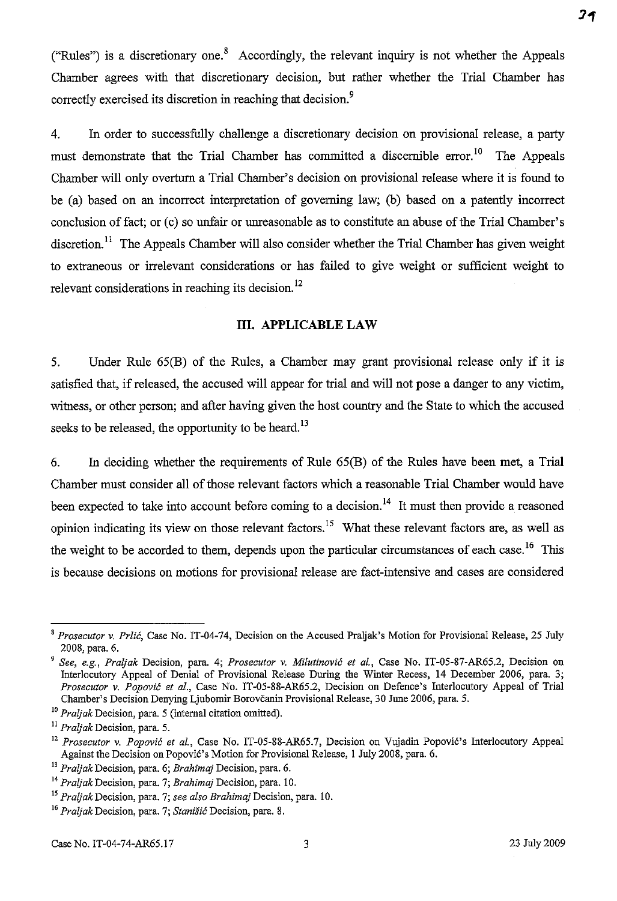("Rules") is a discretionary one.[8] Accordingly, the relevant inquiry is not whether the Appeals Chamber agrees with that discretionary decision, but rather whether the Trial Chamber has correctly exercised its discretion in reaching that decision.[9]

4. In order to successfully challenge a discretionary decision on provisional release, a party must demonstrate that the Trial Chamber has committed a discernible error.[10] The Appeals Chamber will only overturn a Trial Chamber's decision on provisional release where it is found to be (a) based on an incorrect interpretation of governing law; (b) based on a patently incorrect conclusion of fact; or (c) so unfair or unreasonable as to constitute an abuse of the Trial Chamber's discretion.[11] The Appeals Chamber will also consider whether the Trial Chamber has given weight to extraneous or irrelevant considerations or has failed to give weight or sufficient weight to relevant considerations in reaching its decision.[12]

## III. APPLICABLE LAW

5. Under Rule 65(B) of the Rules, a Chamber may grant provisional release only if it is satisfied that, if released, the accused will appear for trial and will not pose a danger to any victim, witness, or other person; and after having given the host country and the State to which the accused seeks to be released, the opportunity to be heard.[13]

6. In deciding whether the requirements of Rule 65(B) of the Rules have been met, a Trial Chamber must consider all of those relevant factors which a reasonable Trial Chamber would have been expected to take into account before coming to a decision.[14] It must then provide a reasoned opinion indicating its view on those relevant factors.[15] What these relevant factors are, as well as the weight to be accorded to them, depends upon the particular circumstances of each case.[16] This is because decisions on motions for provisional release are fact-intensive and cases are considered

---

[8] *Prosecutor v. Prlić*, Case No. IT-04-74, Decision on the Accused Praljak's Motion for Provisional Release, 25 July 2008, para. 6.

[9] *See, e.g., Praljak* Decision, para. 4; *Prosecutor v. Milutinović et al.*, Case No. IT-05-87-AR65.2, Decision on Interlocutory Appeal of Denial of Provisional Release During the Winter Recess, 14 December 2006, para. 3; *Prosecutor v. Popović et al.*, Case No. IT-05-88-AR65.2, Decision on Defence's Interlocutory Appeal of Trial Chamber's Decision Denying Ljubomir Borovčanin Provisional Release, 30 June 2006, para. 5.

[10] *Praljak* Decision, para. 5 (internal citation omitted).

[11] *Praljak* Decision, para. 5.

[12] *Prosecutor v. Popović et al.*, Case No. IT-05-88-AR65.7, Decision on Vujadin Popović's Interlocutory Appeal Against the Decision on Popović's Motion for Provisional Release, 1 July 2008, para. 6.

[13] *Praljak* Decision, para. 6; *Brahimaj* Decision, para. 6.

[14] *Praljak* Decision, para. 7; *Brahimaj* Decision, para. 10.

[15] *Praljak* Decision, para. 7; *see also Brahimaj* Decision, para. 10.

[16] *Praljak* Decision, para. 7; *Stanišić* Decision, para. 8.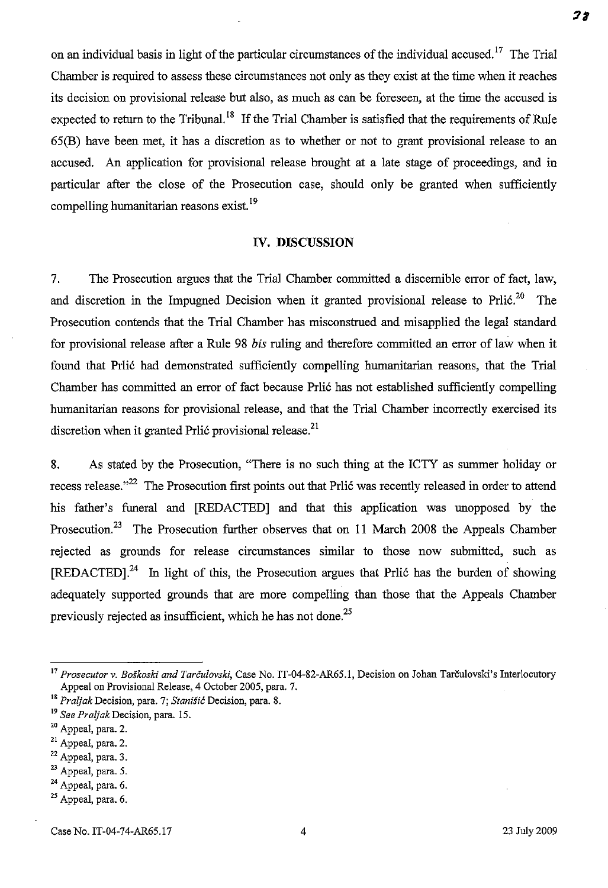on an individual basis in light of the particular circumstances of the individual accused.[17] The Trial Chamber is required to assess these circumstances not only as they exist at the time when it reaches its decision on provisional release but also, as much as can be foreseen, at the time the accused is expected to return to the Tribunal.[18] If the Trial Chamber is satisfied that the requirements of Rule 65(B) have been met, it has a discretion as to whether or not to grant provisional release to an accused. An application for provisional release brought at a late stage of proceedings, and in particular after the close of the Prosecution case, should only be granted when sufficiently compelling humanitarian reasons exist.[19]

## IV. DISCUSSION

7. The Prosecution argues that the Trial Chamber committed a discernible error of fact, law, and discretion in the Impugned Decision when it granted provisional release to Prlić.[20] The Prosecution contends that the Trial Chamber has misconstrued and misapplied the legal standard for provisional release after a Rule 98 *bis* ruling and therefore committed an error of law when it found that Prlić had demonstrated sufficiently compelling humanitarian reasons, that the Trial Chamber has committed an error of fact because Prlić has not established sufficiently compelling humanitarian reasons for provisional release, and that the Trial Chamber incorrectly exercised its discretion when it granted Prlić provisional release.[21]

8. As stated by the Prosecution, "There is no such thing at the ICTY as summer holiday or recess release."[22] The Prosecution first points out that Prlić was recently released in order to attend his father's funeral and [REDACTED] and that this application was unopposed by the Prosecution.[23] The Prosecution further observes that on 11 March 2008 the Appeals Chamber rejected as grounds for release circumstances similar to those now submitted, such as [REDACTED].[24] In light of this, the Prosecution argues that Prlić has the burden of showing adequately supported grounds that are more compelling than those that the Appeals Chamber previously rejected as insufficient, which he has not done.[25]

---

[17] *Prosecutor v. Boškoski and Tarčulovski*, Case No. IT-04-82-AR65.1, Decision on Johan Tarčulovski's Interlocutory Appeal on Provisional Release, 4 October 2005, para. 7.

[18] *Praljak* Decision, para. 7; *Stanišić* Decision, para. 8.

[19] *See Praljak* Decision, para. 15.

[20] Appeal, para. 2.

[21] Appeal, para. 2.

[22] Appeal, para. 3.

[23] Appeal, para. 5.

[24] Appeal, para. 6.

[25] Appeal, para. 6.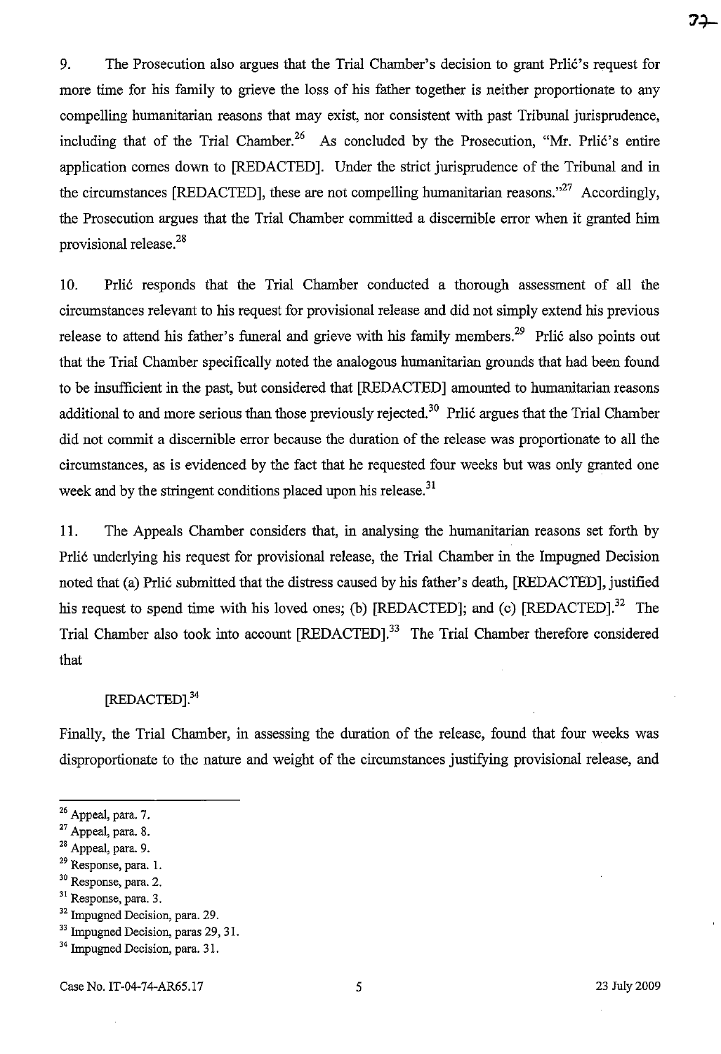9. The Prosecution also argues that the Trial Chamber's decision to grant Prlić's request for more time for his family to grieve the loss of his father together is neither proportionate to any compelling humanitarian reasons that may exist, nor consistent with past Tribunal jurisprudence, including that of the Trial Chamber.[26] As concluded by the Prosecution, "Mr. Prlić's entire application comes down to [REDACTED]. Under the strict jurisprudence of the Tribunal and in the circumstances [REDACTED], these are not compelling humanitarian reasons."[27] Accordingly, the Prosecution argues that the Trial Chamber committed a discernible error when it granted him provisional release.[28]

10. Prlić responds that the Trial Chamber conducted a thorough assessment of all the circumstances relevant to his request for provisional release and did not simply extend his previous release to attend his father's funeral and grieve with his family members.[29] Prlić also points out that the Trial Chamber specifically noted the analogous humanitarian grounds that had been found to be insufficient in the past, but considered that [REDACTED] amounted to humanitarian reasons additional to and more serious than those previously rejected.[30] Prlić argues that the Trial Chamber did not commit a discernible error because the duration of the release was proportionate to all the circumstances, as is evidenced by the fact that he requested four weeks but was only granted one week and by the stringent conditions placed upon his release.[31]

11. The Appeals Chamber considers that, in analysing the humanitarian reasons set forth by Prlić underlying his request for provisional release, the Trial Chamber in the Impugned Decision noted that (a) Prlić submitted that the distress caused by his father's death, [REDACTED], justified his request to spend time with his loved ones; (b) [REDACTED]; and (c) [REDACTED].[32] The Trial Chamber also took into account [REDACTED].[33] The Trial Chamber therefore considered that

> [REDACTED].[34]

Finally, the Trial Chamber, in assessing the duration of the release, found that four weeks was disproportionate to the nature and weight of the circumstances justifying provisional release, and

---

[26] Appeal, para. 7.
[27] Appeal, para. 8.
[28] Appeal, para. 9.
[29] Response, para. 1.
[30] Response, para. 2.
[31] Response, para. 3.
[32] Impugned Decision, para. 29.
[33] Impugned Decision, paras 29, 31.
[34] Impugned Decision, para. 31.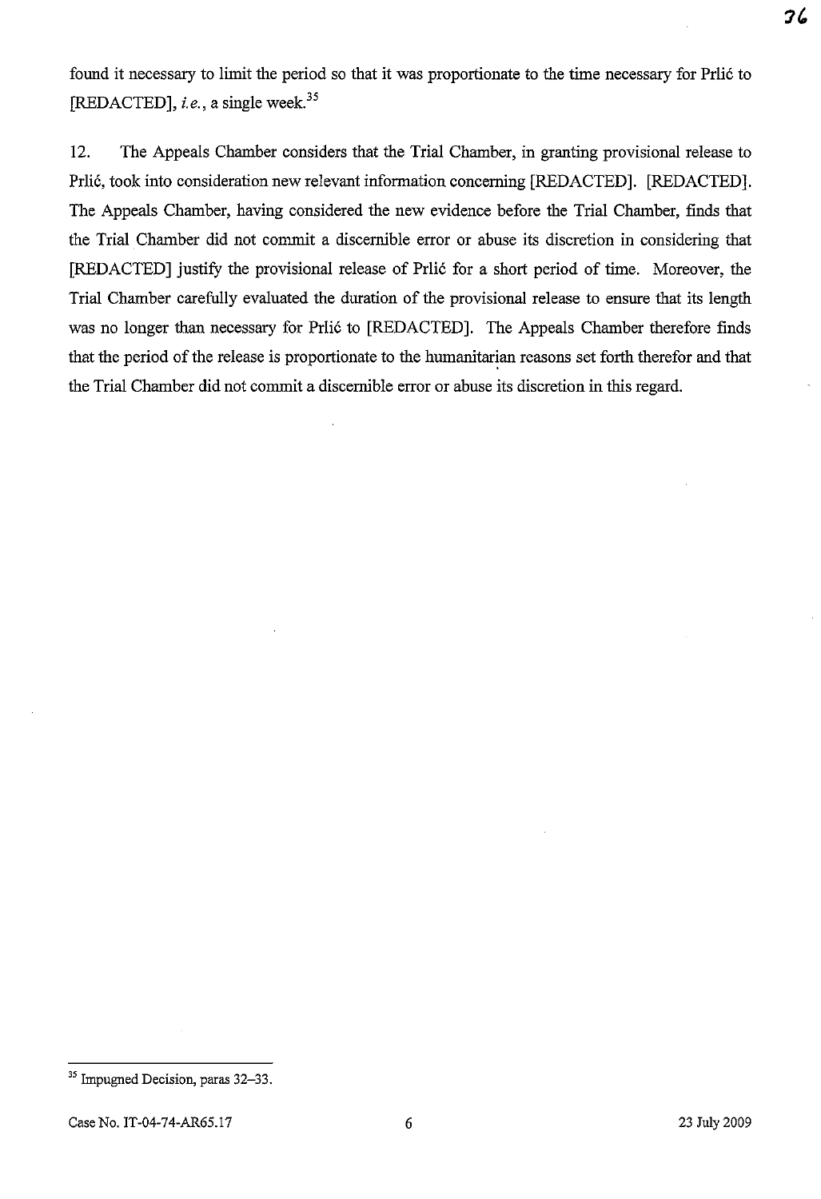found it necessary to limit the period so that it was proportionate to the time necessary for Prlić to [REDACTED], *i.e.*, a single week.[35]

12. The Appeals Chamber considers that the Trial Chamber, in granting provisional release to Prlić, took into consideration new relevant information concerning [REDACTED]. [REDACTED]. The Appeals Chamber, having considered the new evidence before the Trial Chamber, finds that the Trial Chamber did not commit a discernible error or abuse its discretion in considering that [REDACTED] justify the provisional release of Prlić for a short period of time. Moreover, the Trial Chamber carefully evaluated the duration of the provisional release to ensure that its length was no longer than necessary for Prlić to [REDACTED]. The Appeals Chamber therefore finds that the period of the release is proportionate to the humanitarian reasons set forth therefor and that the Trial Chamber did not commit a discernible error or abuse its discretion in this regard.

---

[35] Impugned Decision, paras 32–33.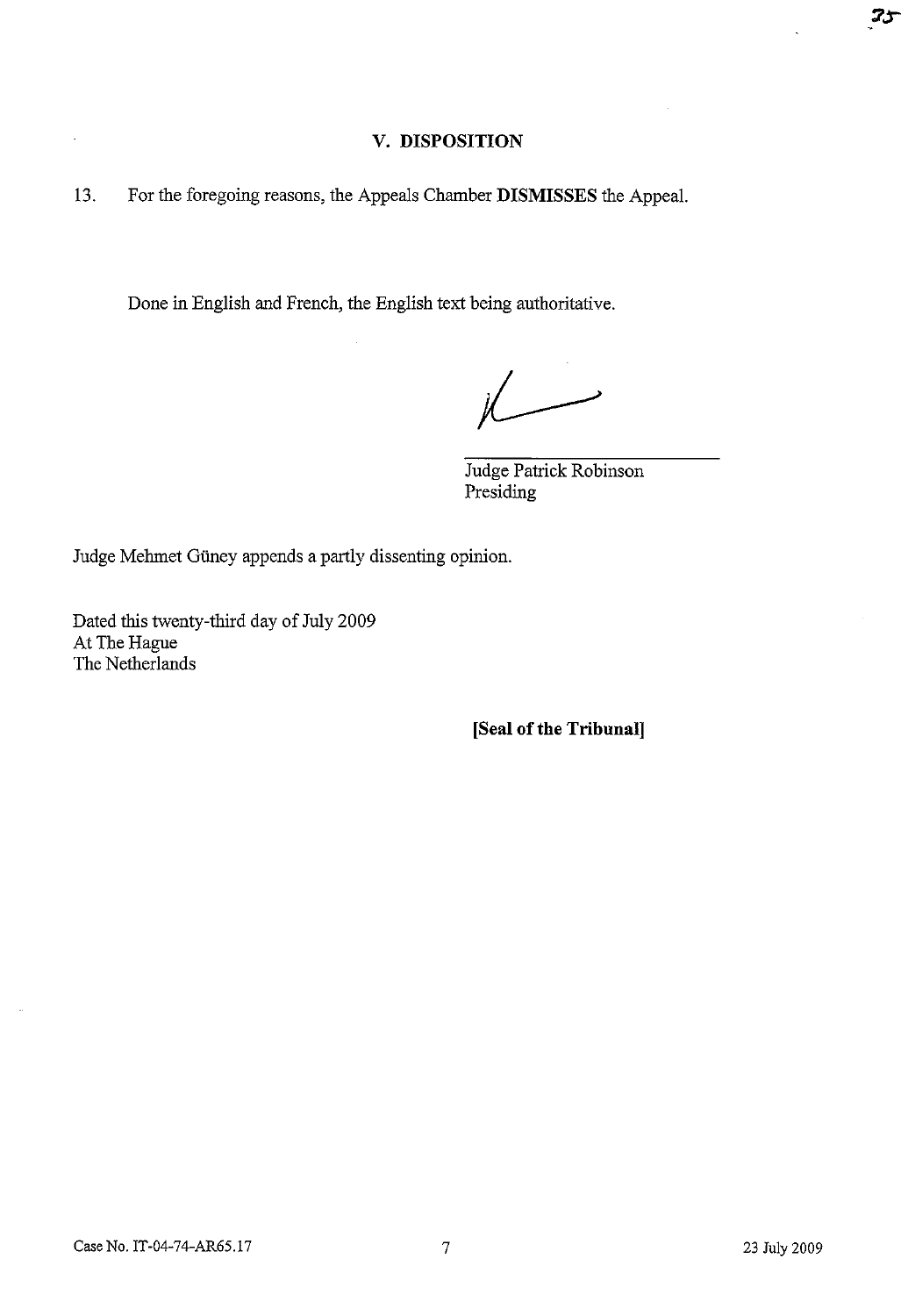## V. DISPOSITION

13. For the foregoing reasons, the Appeals Chamber **DISMISSES** the Appeal.

Done in English and French, the English text being authoritative.

Judge Patrick Robinson
Presiding

Judge Mehmet Güney appends a partly dissenting opinion.

Dated this twenty-third day of July 2009
At The Hague
The Netherlands

**[Seal of the Tribunal]**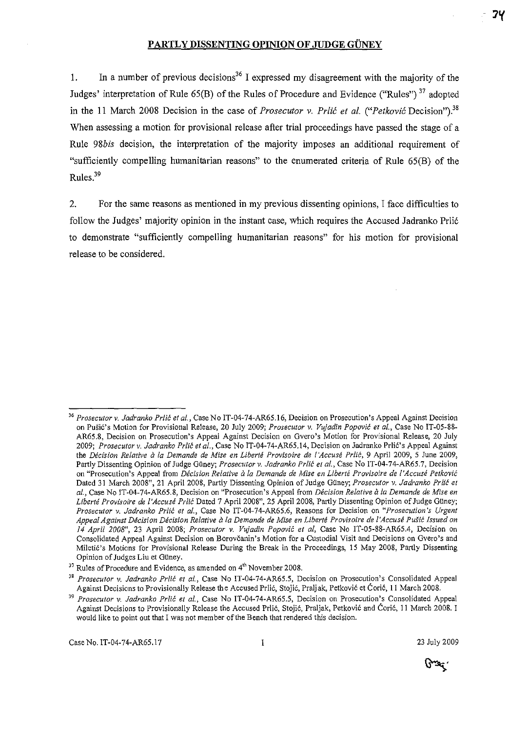## PARTLY DISSENTING OPINION OF JUDGE GÜNEY

1. In a number of previous decisions[36] I expressed my disagreement with the majority of the Judges' interpretation of Rule 65(B) of the Rules of Procedure and Evidence ("Rules")[37] adopted in the 11 March 2008 Decision in the case of *Prosecutor v. Prlić et al.* ("*Petković* Decision").[38] When assessing a motion for provisional release after trial proceedings have passed the stage of a Rule 98*bis* decision, the interpretation of the majority imposes an additional requirement of "sufficiently compelling humanitarian reasons" to the enumerated criteria of Rule 65(B) of the Rules.[39]

2. For the same reasons as mentioned in my previous dissenting opinions, I face difficulties to follow the Judges' majority opinion in the instant case, which requires the Accused Jadranko Prlić to demonstrate "sufficiently compelling humanitarian reasons" for his motion for provisional release to be considered.

---

[36] *Prosecutor v. Jadranko Prlić et al.*, Case No IT-04-74-AR65.16, Decision on Prosecution's Appeal Against Decision on Pušić's Motion for Provisional Release, 20 July 2009; *Prosecutor v. Vujadin Popović et al.*, Case No IT-05-88-AR65.8, Decision on Prosecution's Appeal Against Decision on Gvero's Motion for Provisional Release, 20 July 2009; *Prosecutor v. Jadranko Prlić et al.*, Case No IT-04-74-AR65.14, Decision on Jadranko Prlić's Appeal Against the *Décision Relative à la Demande de Mise en Liberté Provisoire de l'Accusé Prlić*, 9 April 2009, 5 June 2009, Partly Dissenting Opinion of Judge Güney; *Prosecutor v. Jadranko Prlić et al.*, Case No IT-04-74-AR65.7, Decision on "Prosecution's Appeal from *Décision Relative à la Demande de Mise en Liberté Provisoire de l'Accusé Petković* Dated 31 March 2008", 21 April 2008, Partly Dissenting Opinion of Judge Güney; *Prosecutor v. Jadranko Prlić et al.*, Case No IT-04-74-AR65.8, Decision on "Prosecution's Appeal from *Décision Relative à la Demande de Mise en Liberté Provisoire de l'Accusé Prlić* Dated 7 April 2008", 25 April 2008, Partly Dissenting Opinion of Judge Güney; *Prosecutor v. Jadranko Prlić et al.*, Case No IT-04-74-AR65.6, Reasons for Decision on "*Prosecution's Urgent Appeal Against Décision Relative à la Demande de Mise en Liberté Provisoire de l'Accusé Pušić Issued on 14 April 2008*", 23 April 2008; *Prosecutor v. Vujadin Popović et al*, Case No IT-05-88-AR65.4, Decision on Consolidated Appeal Against Decision on Borovčanin's Motion for a Custodial Visit and Decisions on Gvero's and Miletić's Motions for Provisional Release During the Break in the Proceedings, 15 May 2008, Partly Dissenting Opinion of Judges Liu et Güney.

[37] Rules of Procedure and Evidence, as amended on 4th November 2008.

[38] *Prosecutor v. Jadranko Prlić et al.*, Case No IT-04-74-AR65.5, Decision on Prosecution's Consolidated Appeal Against Decisions to Provisionally Release the Accused Prlić, Stojić, Praljak, Petković et Ćorić, 11 March 2008.

[39] *Prosecutor v. Jadranko Prlić et al.*, Case No IT-04-74-AR65.5, Decision on Prosecution's Consolidated Appeal Against Decisions to Provisionally Release the Accused Prlić, Stojić, Praljak, Petković and Ćorić, 11 March 2008. I would like to point out that I was not member of the Bench that rendered this decision.

Case No. IT-04-74-AR65.17 23 July 2009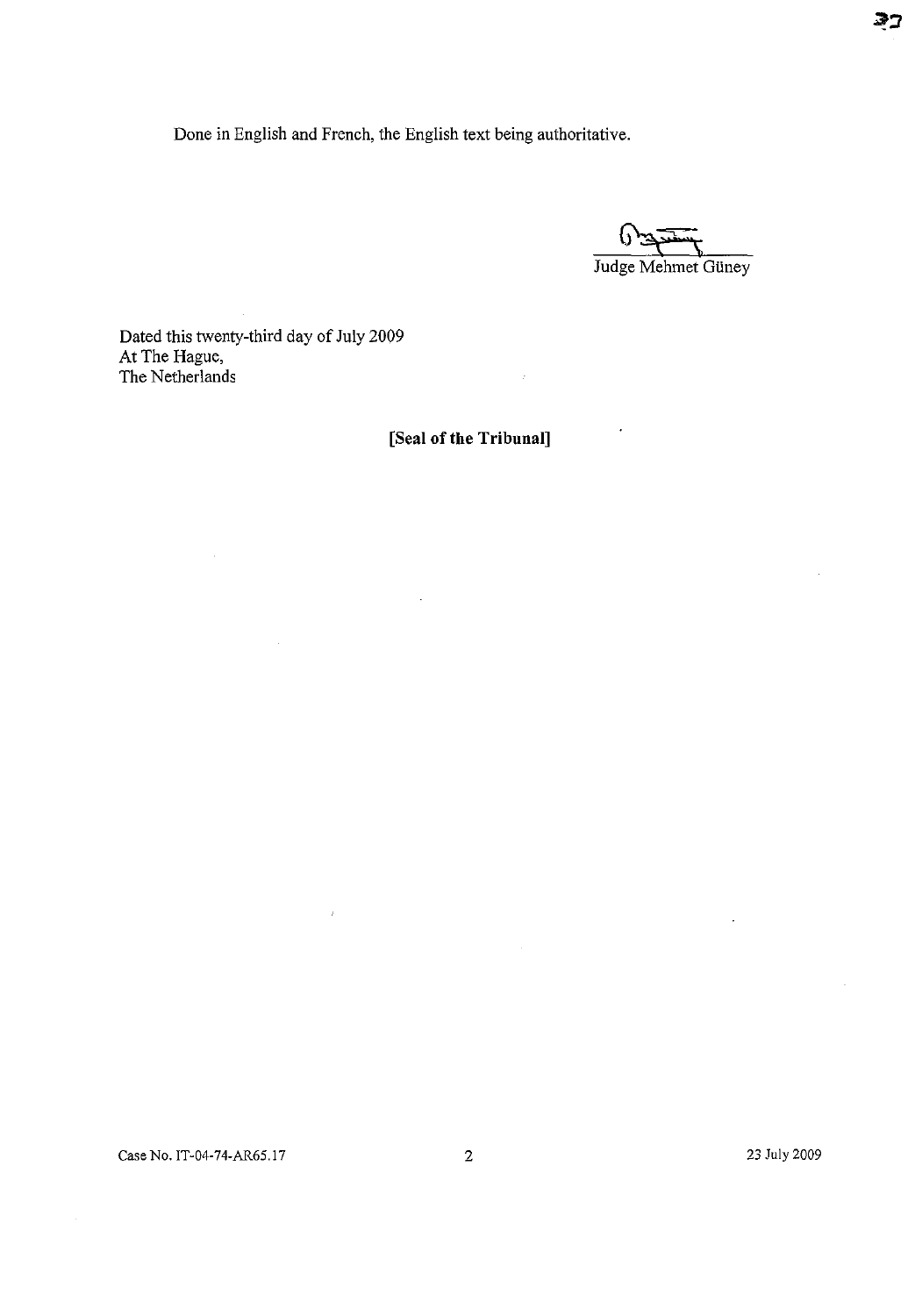Done in English and French, the English text being authoritative.

Judge Mehmet Güney

Dated this twenty-third day of July 2009
At The Hague,
The Netherlands

**[Seal of the Tribunal]**